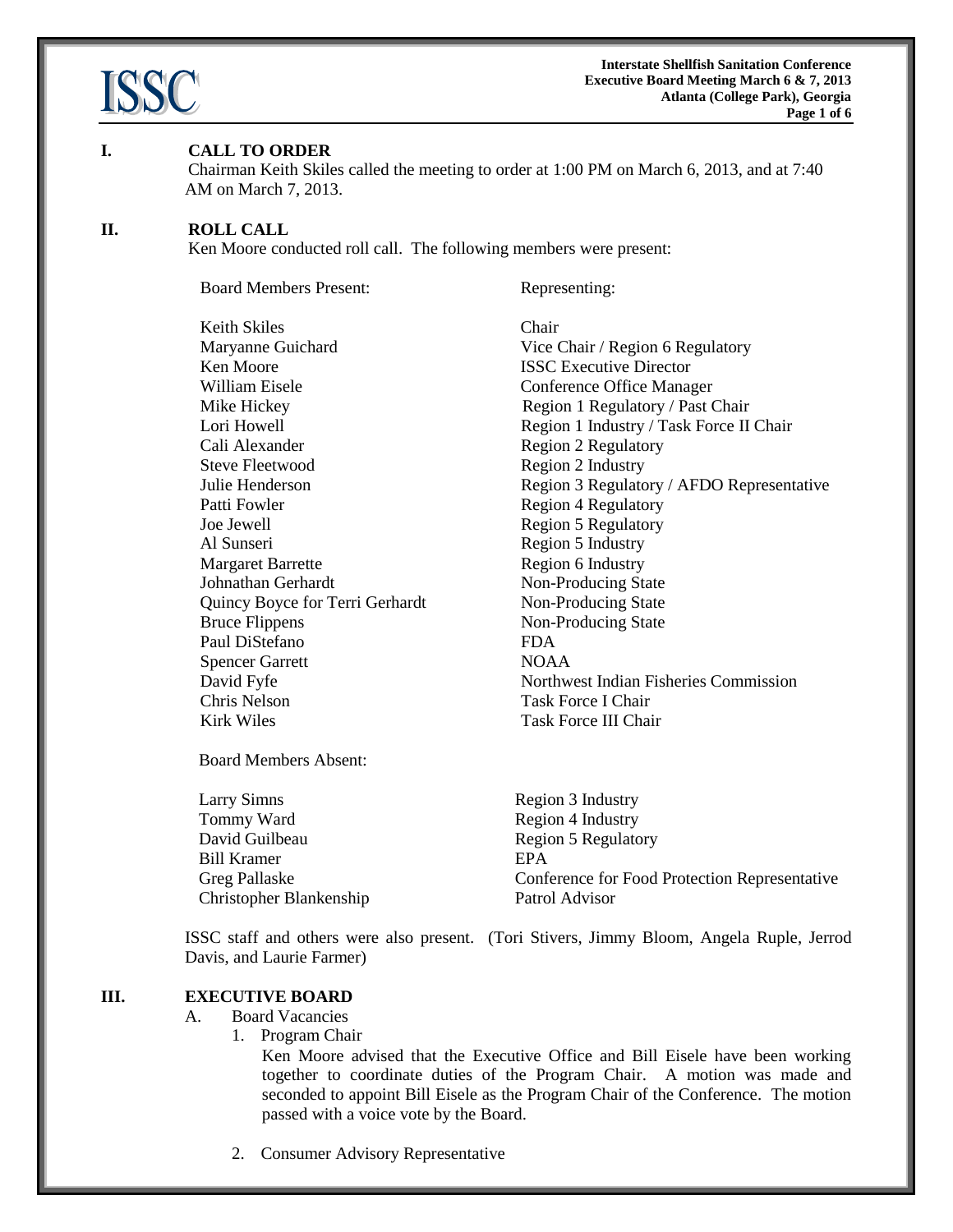## I. CALL TO ORDER

Chairman Keith Skiles called the meeting to order at 1:00 PM on March 6, 2013, and at 7:40 AM on March 7, 2013.

## II. ROLL CALL

Ken Moore conducted roll call. The following members were present:

| Board Members Present: | Representing: |
|---|---|
| Keith Skiles | Chair |
| Maryanne Guichard | Vice Chair / Region 6 Regulatory |
| Ken Moore | ISSC Executive Director |
| William Eisele | Conference Office Manager |
| Mike Hickey | Region 1 Regulatory / Past Chair |
| Lori Howell | Region 1 Industry / Task Force II Chair |
| Cali Alexander | Region 2 Regulatory |
| Steve Fleetwood | Region 2 Industry |
| Julie Henderson | Region 3 Regulatory / AFDO Representative |
| Patti Fowler | Region 4 Regulatory |
| Joe Jewell | Region 5 Regulatory |
| Al Sunseri | Region 5 Industry |
| Margaret Barrette | Region 6 Industry |
| Johnathan Gerhardt | Non-Producing State |
| Quincy Boyce for Terri Gerhardt | Non-Producing State |
| Bruce Flippens | Non-Producing State |
| Paul DiStefano | FDA |
| Spencer Garrett | NOAA |
| David Fyfe | Northwest Indian Fisheries Commission |
| Chris Nelson | Task Force I Chair |
| Kirk Wiles | Task Force III Chair |

| Board Members Absent: | |
|---|---|
| Larry Simns | Region 3 Industry |
| Tommy Ward | Region 4 Industry |
| David Guilbeau | Region 5 Regulatory |
| Bill Kramer | EPA |
| Greg Pallaske | Conference for Food Protection Representative |
| Christopher Blankenship | Patrol Advisor |

ISSC staff and others were also present. (Tori Stivers, Jimmy Bloom, Angela Ruple, Jerrod Davis, and Laurie Farmer)

## III. EXECUTIVE BOARD

A. Board Vacancies

1. Program Chair

   Ken Moore advised that the Executive Office and Bill Eisele have been working together to coordinate duties of the Program Chair. A motion was made and seconded to appoint Bill Eisele as the Program Chair of the Conference. The motion passed with a voice vote by the Board.

2. Consumer Advisory Representative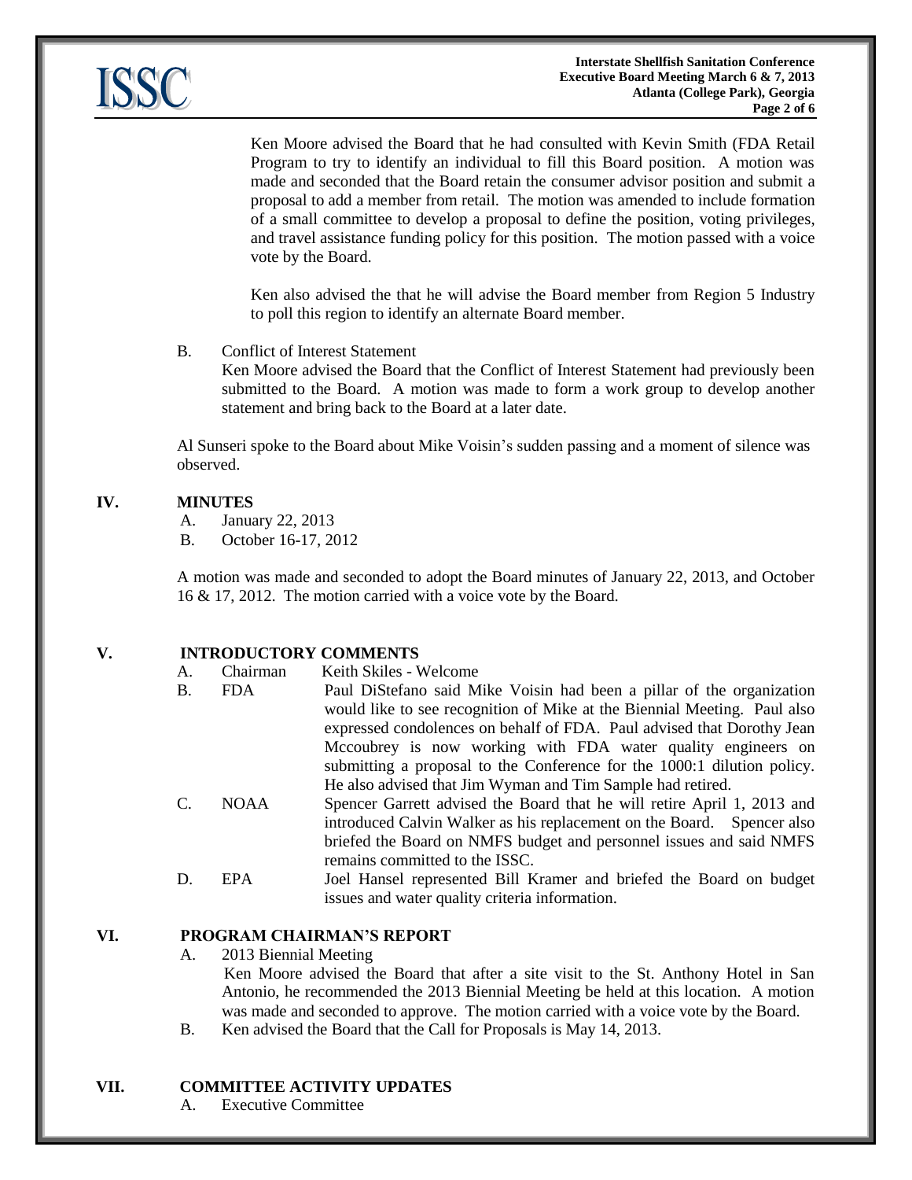Ken Moore advised the Board that he had consulted with Kevin Smith (FDA Retail Program to try to identify an individual to fill this Board position. A motion was made and seconded that the Board retain the consumer advisor position and submit a proposal to add a member from retail. The motion was amended to include formation of a small committee to develop a proposal to define the position, voting privileges, and travel assistance funding policy for this position. The motion passed with a voice vote by the Board.

Ken also advised the that he will advise the Board member from Region 5 Industry to poll this region to identify an alternate Board member.

B. Conflict of Interest Statement

Ken Moore advised the Board that the Conflict of Interest Statement had previously been submitted to the Board. A motion was made to form a work group to develop another statement and bring back to the Board at a later date.

Al Sunseri spoke to the Board about Mike Voisin's sudden passing and a moment of silence was observed.

## IV. MINUTES

A. January 22, 2013
B. October 16-17, 2012

A motion was made and seconded to adopt the Board minutes of January 22, 2013, and October 16 & 17, 2012. The motion carried with a voice vote by the Board.

## V. INTRODUCTORY COMMENTS

A. Chairman — Keith Skiles - Welcome

B. FDA — Paul DiStefano said Mike Voisin had been a pillar of the organization would like to see recognition of Mike at the Biennial Meeting. Paul also expressed condolences on behalf of FDA. Paul advised that Dorothy Jean Mccoubrey is now working with FDA water quality engineers on submitting a proposal to the Conference for the 1000:1 dilution policy. He also advised that Jim Wyman and Tim Sample had retired.

C. NOAA — Spencer Garrett advised the Board that he will retire April 1, 2013 and introduced Calvin Walker as his replacement on the Board. Spencer also briefed the Board on NMFS budget and personnel issues and said NMFS remains committed to the ISSC.

D. EPA — Joel Hansel represented Bill Kramer and briefed the Board on budget issues and water quality criteria information.

## VI. PROGRAM CHAIRMAN'S REPORT

A. 2013 Biennial Meeting

Ken Moore advised the Board that after a site visit to the St. Anthony Hotel in San Antonio, he recommended the 2013 Biennial Meeting be held at this location. A motion was made and seconded to approve. The motion carried with a voice vote by the Board.

B. Ken advised the Board that the Call for Proposals is May 14, 2013.

## VII. COMMITTEE ACTIVITY UPDATES

A. Executive Committee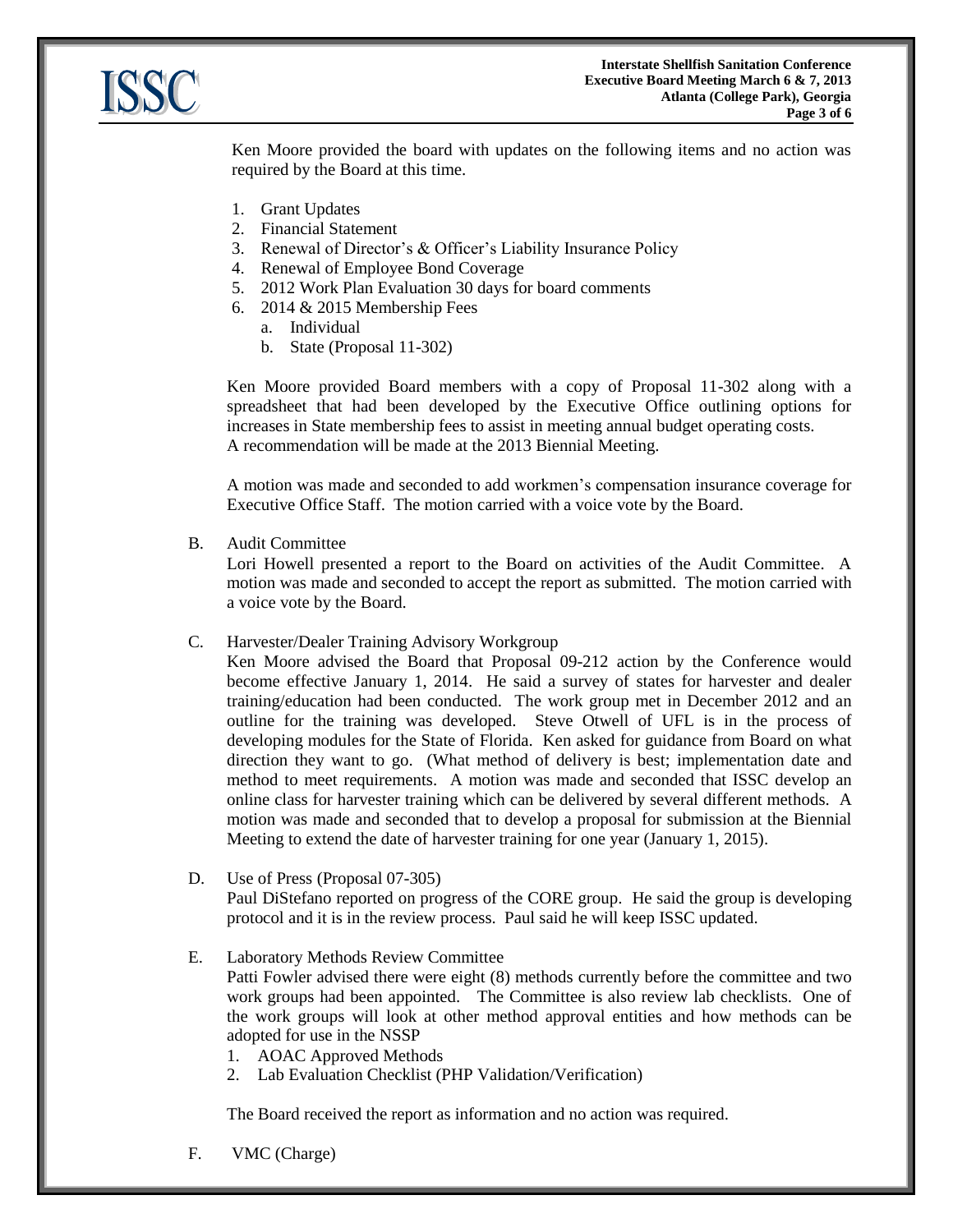Ken Moore provided the board with updates on the following items and no action was required by the Board at this time.

1. Grant Updates
2. Financial Statement
3. Renewal of Director's & Officer's Liability Insurance Policy
4. Renewal of Employee Bond Coverage
5. 2012 Work Plan Evaluation 30 days for board comments
6. 2014 & 2015 Membership Fees
   a. Individual
   b. State (Proposal 11-302)

Ken Moore provided Board members with a copy of Proposal 11-302 along with a spreadsheet that had been developed by the Executive Office outlining options for increases in State membership fees to assist in meeting annual budget operating costs. A recommendation will be made at the 2013 Biennial Meeting.

A motion was made and seconded to add workmen's compensation insurance coverage for Executive Office Staff. The motion carried with a voice vote by the Board.

B. Audit Committee

Lori Howell presented a report to the Board on activities of the Audit Committee. A motion was made and seconded to accept the report as submitted. The motion carried with a voice vote by the Board.

C. Harvester/Dealer Training Advisory Workgroup

Ken Moore advised the Board that Proposal 09-212 action by the Conference would become effective January 1, 2014. He said a survey of states for harvester and dealer training/education had been conducted. The work group met in December 2012 and an outline for the training was developed. Steve Otwell of UFL is in the process of developing modules for the State of Florida. Ken asked for guidance from Board on what direction they want to go. (What method of delivery is best; implementation date and method to meet requirements. A motion was made and seconded that ISSC develop an online class for harvester training which can be delivered by several different methods. A motion was made and seconded that to develop a proposal for submission at the Biennial Meeting to extend the date of harvester training for one year (January 1, 2015).

D. Use of Press (Proposal 07-305)

Paul DiStefano reported on progress of the CORE group. He said the group is developing protocol and it is in the review process. Paul said he will keep ISSC updated.

E. Laboratory Methods Review Committee

Patti Fowler advised there were eight (8) methods currently before the committee and two work groups had been appointed. The Committee is also review lab checklists. One of the work groups will look at other method approval entities and how methods can be adopted for use in the NSSP

1. AOAC Approved Methods
2. Lab Evaluation Checklist (PHP Validation/Verification)

The Board received the report as information and no action was required.

F. VMC (Charge)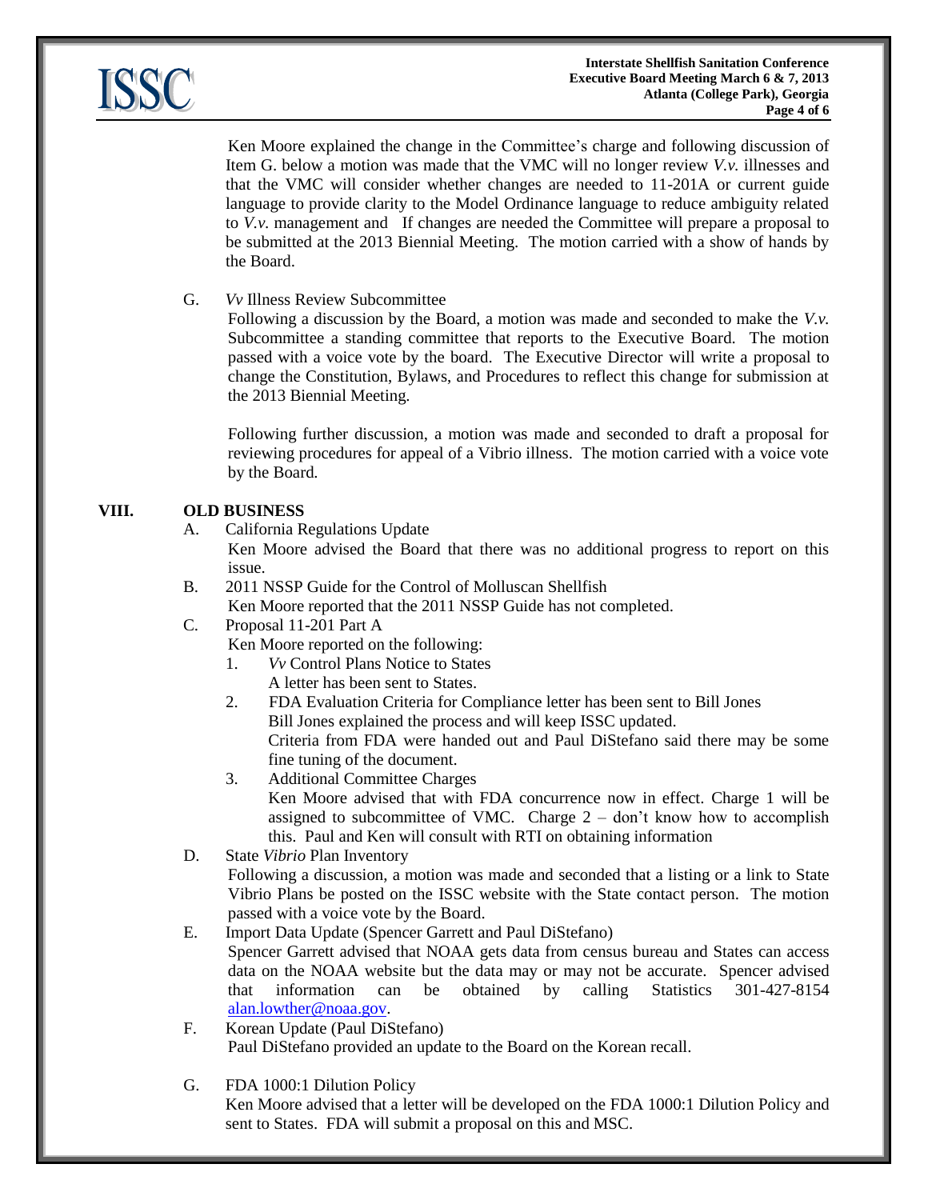Ken Moore explained the change in the Committee's charge and following discussion of Item G. below a motion was made that the VMC will no longer review *V.v.* illnesses and that the VMC will consider whether changes are needed to 11-201A or current guide language to provide clarity to the Model Ordinance language to reduce ambiguity related to *V.v.* management and If changes are needed the Committee will prepare a proposal to be submitted at the 2013 Biennial Meeting. The motion carried with a show of hands by the Board.

G. *Vv* Illness Review Subcommittee

Following a discussion by the Board, a motion was made and seconded to make the *V.v.* Subcommittee a standing committee that reports to the Executive Board. The motion passed with a voice vote by the board. The Executive Director will write a proposal to change the Constitution, Bylaws, and Procedures to reflect this change for submission at the 2013 Biennial Meeting.

Following further discussion, a motion was made and seconded to draft a proposal for reviewing procedures for appeal of a Vibrio illness. The motion carried with a voice vote by the Board.

## VIII. OLD BUSINESS

A. California Regulations Update

Ken Moore advised the Board that there was no additional progress to report on this issue.

B. 2011 NSSP Guide for the Control of Molluscan Shellfish

Ken Moore reported that the 2011 NSSP Guide has not completed.

C. Proposal 11-201 Part A

Ken Moore reported on the following:

1. *Vv* Control Plans Notice to States

   A letter has been sent to States.

2. FDA Evaluation Criteria for Compliance letter has been sent to Bill Jones

   Bill Jones explained the process and will keep ISSC updated.

   Criteria from FDA were handed out and Paul DiStefano said there may be some fine tuning of the document.

3. Additional Committee Charges

   Ken Moore advised that with FDA concurrence now in effect. Charge 1 will be assigned to subcommittee of VMC. Charge 2 – don't know how to accomplish this. Paul and Ken will consult with RTI on obtaining information

D. State *Vibrio* Plan Inventory

Following a discussion, a motion was made and seconded that a listing or a link to State Vibrio Plans be posted on the ISSC website with the State contact person. The motion passed with a voice vote by the Board.

E. Import Data Update (Spencer Garrett and Paul DiStefano)

Spencer Garrett advised that NOAA gets data from census bureau and States can access data on the NOAA website but the data may or may not be accurate. Spencer advised that information can be obtained by calling Statistics 301-427-8154 alan.lowther@noaa.gov.

F. Korean Update (Paul DiStefano)

Paul DiStefano provided an update to the Board on the Korean recall.

G. FDA 1000:1 Dilution Policy

Ken Moore advised that a letter will be developed on the FDA 1000:1 Dilution Policy and sent to States. FDA will submit a proposal on this and MSC.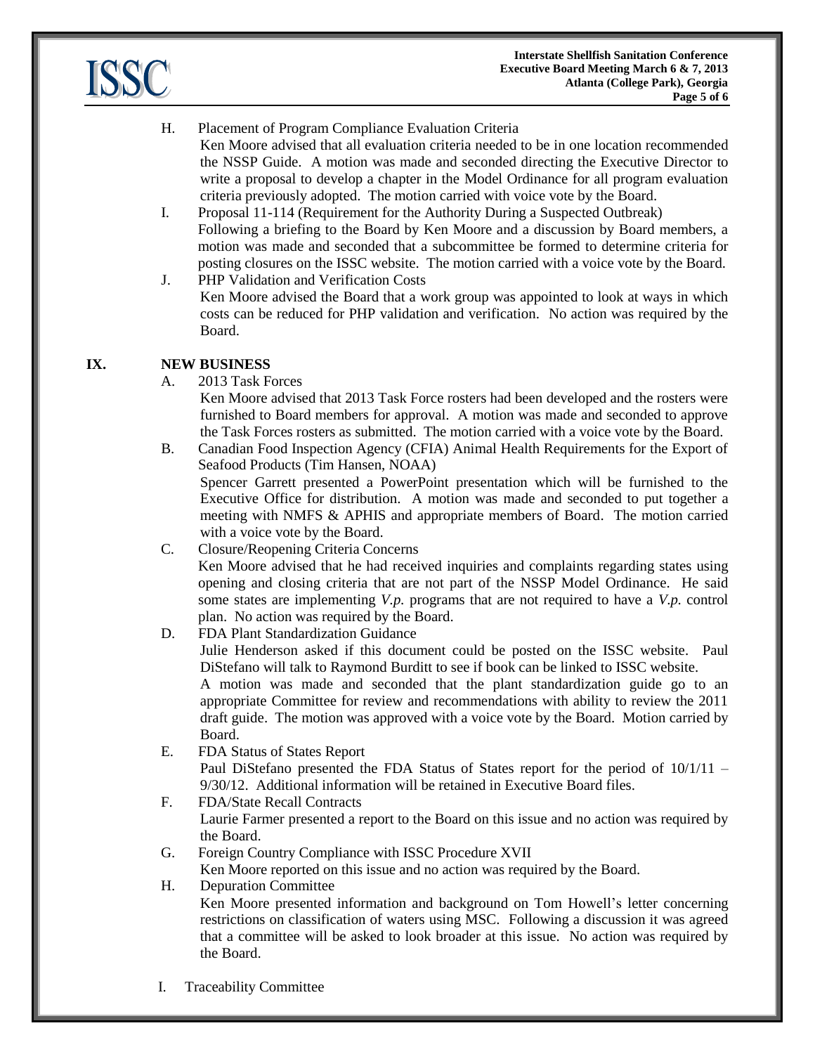H. Placement of Program Compliance Evaluation Criteria

Ken Moore advised that all evaluation criteria needed to be in one location recommended the NSSP Guide. A motion was made and seconded directing the Executive Director to write a proposal to develop a chapter in the Model Ordinance for all program evaluation criteria previously adopted. The motion carried with voice vote by the Board.

I. Proposal 11-114 (Requirement for the Authority During a Suspected Outbreak)

Following a briefing to the Board by Ken Moore and a discussion by Board members, a motion was made and seconded that a subcommittee be formed to determine criteria for posting closures on the ISSC website. The motion carried with a voice vote by the Board.

J. PHP Validation and Verification Costs

Ken Moore advised the Board that a work group was appointed to look at ways in which costs can be reduced for PHP validation and verification. No action was required by the Board.

## IX. NEW BUSINESS

A. 2013 Task Forces

Ken Moore advised that 2013 Task Force rosters had been developed and the rosters were furnished to Board members for approval. A motion was made and seconded to approve the Task Forces rosters as submitted. The motion carried with a voice vote by the Board.

B. Canadian Food Inspection Agency (CFIA) Animal Health Requirements for the Export of Seafood Products (Tim Hansen, NOAA)

Spencer Garrett presented a PowerPoint presentation which will be furnished to the Executive Office for distribution. A motion was made and seconded to put together a meeting with NMFS & APHIS and appropriate members of Board. The motion carried with a voice vote by the Board.

C. Closure/Reopening Criteria Concerns

Ken Moore advised that he had received inquiries and complaints regarding states using opening and closing criteria that are not part of the NSSP Model Ordinance. He said some states are implementing *V.p.* programs that are not required to have a *V.p.* control plan. No action was required by the Board.

D. FDA Plant Standardization Guidance

Julie Henderson asked if this document could be posted on the ISSC website. Paul DiStefano will talk to Raymond Burditt to see if book can be linked to ISSC website.

A motion was made and seconded that the plant standardization guide go to an appropriate Committee for review and recommendations with ability to review the 2011 draft guide. The motion was approved with a voice vote by the Board. Motion carried by Board.

E. FDA Status of States Report

Paul DiStefano presented the FDA Status of States report for the period of 10/1/11 – 9/30/12. Additional information will be retained in Executive Board files.

F. FDA/State Recall Contracts

Laurie Farmer presented a report to the Board on this issue and no action was required by the Board.

G. Foreign Country Compliance with ISSC Procedure XVII

Ken Moore reported on this issue and no action was required by the Board.

H. Depuration Committee

Ken Moore presented information and background on Tom Howell's letter concerning restrictions on classification of waters using MSC. Following a discussion it was agreed that a committee will be asked to look broader at this issue. No action was required by the Board.

I. Traceability Committee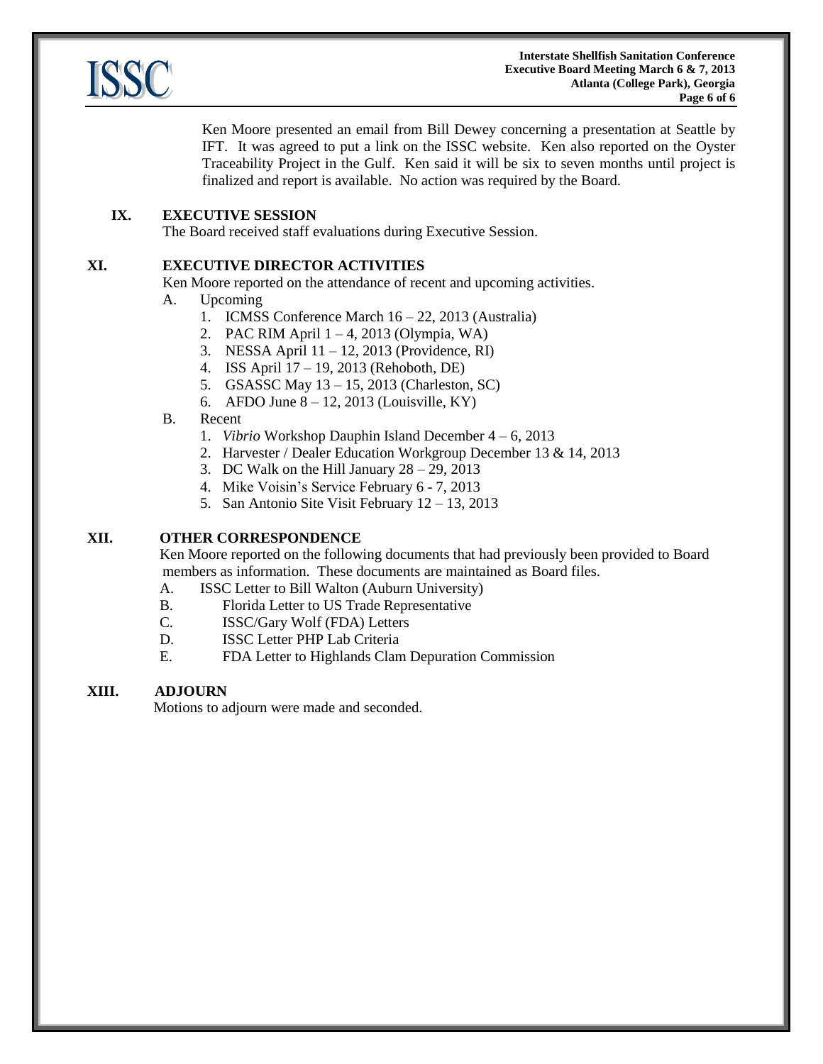Ken Moore presented an email from Bill Dewey concerning a presentation at Seattle by IFT. It was agreed to put a link on the ISSC website. Ken also reported on the Oyster Traceability Project in the Gulf. Ken said it will be six to seven months until project is finalized and report is available. No action was required by the Board.

## IX. EXECUTIVE SESSION

The Board received staff evaluations during Executive Session.

## XI. EXECUTIVE DIRECTOR ACTIVITIES

Ken Moore reported on the attendance of recent and upcoming activities.

A. Upcoming
   1. ICMSS Conference March 16 – 22, 2013 (Australia)
   2. PAC RIM April 1 – 4, 2013 (Olympia, WA)
   3. NESSA April 11 – 12, 2013 (Providence, RI)
   4. ISS April 17 – 19, 2013 (Rehoboth, DE)
   5. GSASSC May 13 – 15, 2013 (Charleston, SC)
   6. AFDO June 8 – 12, 2013 (Louisville, KY)

B. Recent
   1. *Vibrio* Workshop Dauphin Island December 4 – 6, 2013
   2. Harvester / Dealer Education Workgroup December 13 & 14, 2013
   3. DC Walk on the Hill January 28 – 29, 2013
   4. Mike Voisin's Service February 6 - 7, 2013
   5. San Antonio Site Visit February 12 – 13, 2013

## XII. OTHER CORRESPONDENCE

Ken Moore reported on the following documents that had previously been provided to Board members as information. These documents are maintained as Board files.

A. ISSC Letter to Bill Walton (Auburn University)
B. Florida Letter to US Trade Representative
C. ISSC/Gary Wolf (FDA) Letters
D. ISSC Letter PHP Lab Criteria
E. FDA Letter to Highlands Clam Depuration Commission

## XIII. ADJOURN

Motions to adjourn were made and seconded.